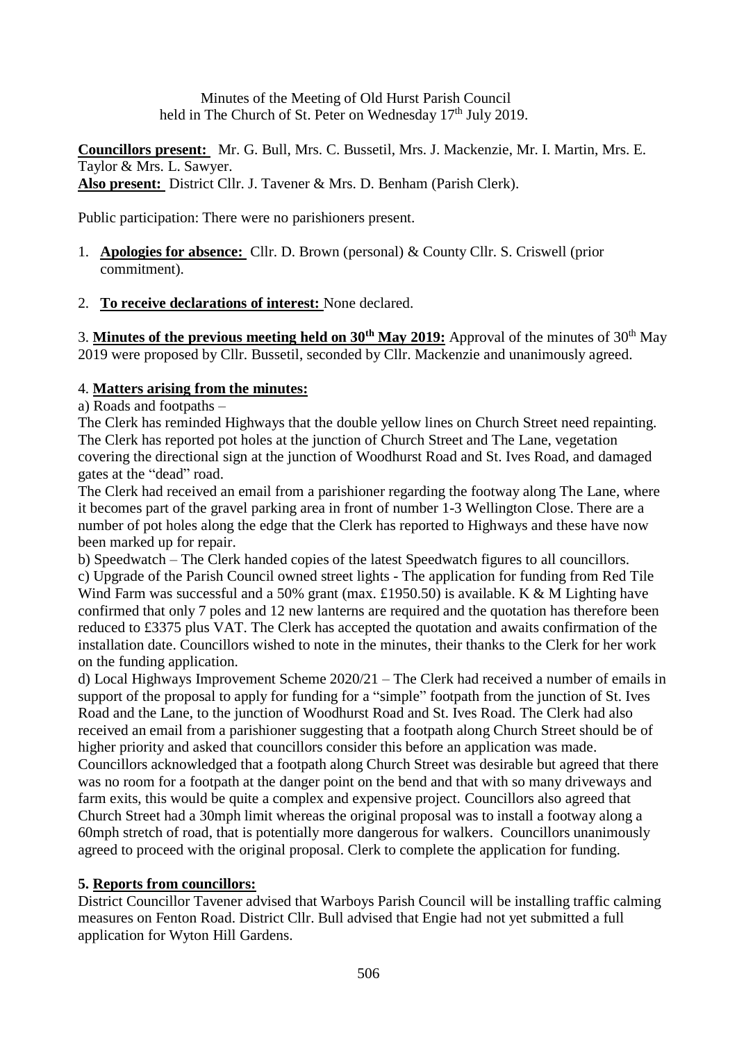Minutes of the Meeting of Old Hurst Parish Council
held in The Church of St. Peter on Wednesday 17th July 2019.

**Councillors present:** Mr. G. Bull, Mrs. C. Bussetil, Mrs. J. Mackenzie, Mr. I. Martin, Mrs. E. Taylor & Mrs. L. Sawyer.
**Also present:** District Cllr. J. Tavener & Mrs. D. Benham (Parish Clerk).

Public participation: There were no parishioners present.

1. **Apologies for absence:** Cllr. D. Brown (personal) & County Cllr. S. Criswell (prior commitment).

2. **To receive declarations of interest:** None declared.

3. **Minutes of the previous meeting held on 30th May 2019:** Approval of the minutes of 30th May 2019 were proposed by Cllr. Bussetil, seconded by Cllr. Mackenzie and unanimously agreed.

4. **Matters arising from the minutes:**

a) Roads and footpaths –
The Clerk has reminded Highways that the double yellow lines on Church Street need repainting. The Clerk has reported pot holes at the junction of Church Street and The Lane, vegetation covering the directional sign at the junction of Woodhurst Road and St. Ives Road, and damaged gates at the "dead" road.
The Clerk had received an email from a parishioner regarding the footway along The Lane, where it becomes part of the gravel parking area in front of number 1-3 Wellington Close. There are a number of pot holes along the edge that the Clerk has reported to Highways and these have now been marked up for repair.

b) Speedwatch – The Clerk handed copies of the latest Speedwatch figures to all councillors.

c) Upgrade of the Parish Council owned street lights - The application for funding from Red Tile Wind Farm was successful and a 50% grant (max. £1950.50) is available. K & M Lighting have confirmed that only 7 poles and 12 new lanterns are required and the quotation has therefore been reduced to £3375 plus VAT. The Clerk has accepted the quotation and awaits confirmation of the installation date. Councillors wished to note in the minutes, their thanks to the Clerk for her work on the funding application.

d) Local Highways Improvement Scheme 2020/21 – The Clerk had received a number of emails in support of the proposal to apply for funding for a "simple" footpath from the junction of St. Ives Road and the Lane, to the junction of Woodhurst Road and St. Ives Road. The Clerk had also received an email from a parishioner suggesting that a footpath along Church Street should be of higher priority and asked that councillors consider this before an application was made. Councillors acknowledged that a footpath along Church Street was desirable but agreed that there was no room for a footpath at the danger point on the bend and that with so many driveways and farm exits, this would be quite a complex and expensive project. Councillors also agreed that Church Street had a 30mph limit whereas the original proposal was to install a footway along a 60mph stretch of road, that is potentially more dangerous for walkers. Councillors unanimously agreed to proceed with the original proposal. Clerk to complete the application for funding.

**5. Reports from councillors:**

District Councillor Tavener advised that Warboys Parish Council will be installing traffic calming measures on Fenton Road. District Cllr. Bull advised that Engie had not yet submitted a full application for Wyton Hill Gardens.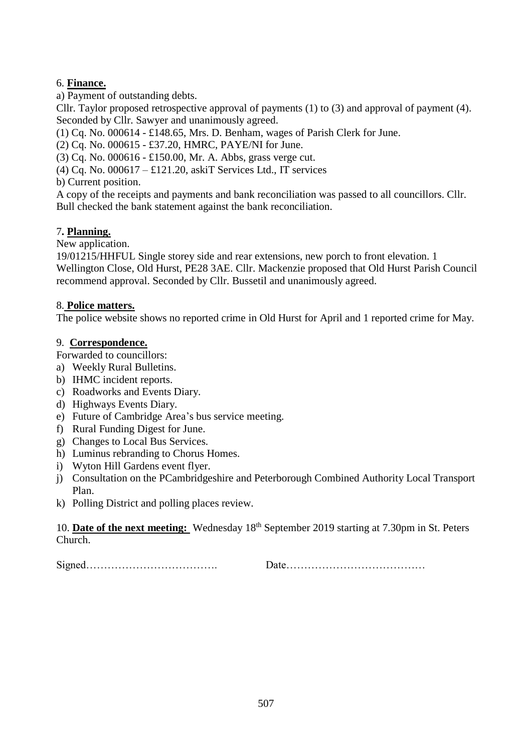6. **Finance.**

a) Payment of outstanding debts.

Cllr. Taylor proposed retrospective approval of payments (1) to (3) and approval of payment (4). Seconded by Cllr. Sawyer and unanimously agreed.

(1) Cq. No. 000614 - £148.65, Mrs. D. Benham, wages of Parish Clerk for June.

(2) Cq. No. 000615 - £37.20, HMRC, PAYE/NI for June.

(3) Cq. No. 000616 - £150.00, Mr. A. Abbs, grass verge cut.

(4) Cq. No. 000617 – £121.20, askiT Services Ltd., IT services

b) Current position.

A copy of the receipts and payments and bank reconciliation was passed to all councillors. Cllr. Bull checked the bank statement against the bank reconciliation.

7. **Planning.**

New application.

19/01215/HHFUL Single storey side and rear extensions, new porch to front elevation. 1 Wellington Close, Old Hurst, PE28 3AE. Cllr. Mackenzie proposed that Old Hurst Parish Council recommend approval. Seconded by Cllr. Bussetil and unanimously agreed.

8. **Police matters.**

The police website shows no reported crime in Old Hurst for April and 1 reported crime for May.

9. **Correspondence.**

Forwarded to councillors:

a) Weekly Rural Bulletins.
b) IHMC incident reports.
c) Roadworks and Events Diary.
d) Highways Events Diary.
e) Future of Cambridge Area's bus service meeting.
f) Rural Funding Digest for June.
g) Changes to Local Bus Services.
h) Luminus rebranding to Chorus Homes.
i) Wyton Hill Gardens event flyer.
j) Consultation on the PCambridgeshire and Peterborough Combined Authority Local Transport Plan.
k) Polling District and polling places review.

10. **Date of the next meeting:** Wednesday 18th September 2019 starting at 7.30pm in St. Peters Church.

Signed………………………………. Date…………………………………